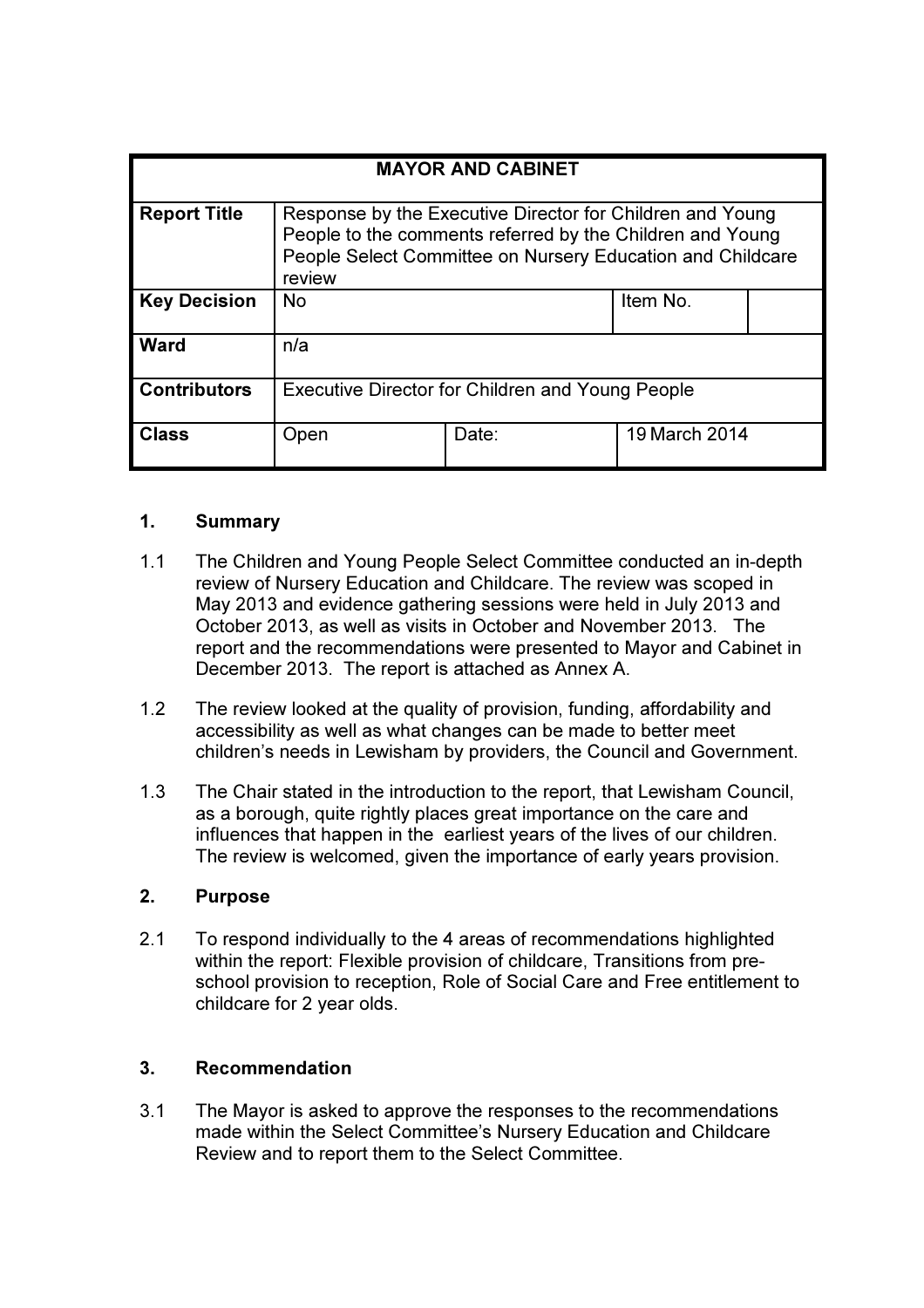| MAYOR AND CABINET | | | |
|---|---|---|---|
| **Report Title** | Response by the Executive Director for Children and Young People to the comments referred by the Children and Young People Select Committee on Nursery Education and Childcare review | | |
| **Key Decision** | No | Item No. | |
| **Ward** | n/a | | |
| **Contributors** | Executive Director for Children and Young People | | |
| **Class** | Open | Date: | 19 March 2014 |

## 1. Summary

1.1 The Children and Young People Select Committee conducted an in-depth review of Nursery Education and Childcare. The review was scoped in May 2013 and evidence gathering sessions were held in July 2013 and October 2013, as well as visits in October and November 2013. The report and the recommendations were presented to Mayor and Cabinet in December 2013. The report is attached as Annex A.

1.2 The review looked at the quality of provision, funding, affordability and accessibility as well as what changes can be made to better meet children's needs in Lewisham by providers, the Council and Government.

1.3 The Chair stated in the introduction to the report, that Lewisham Council, as a borough, quite rightly places great importance on the care and influences that happen in the earliest years of the lives of our children. The review is welcomed, given the importance of early years provision.

## 2. Purpose

2.1 To respond individually to the 4 areas of recommendations highlighted within the report: Flexible provision of childcare, Transitions from pre-school provision to reception, Role of Social Care and Free entitlement to childcare for 2 year olds.

## 3. Recommendation

3.1 The Mayor is asked to approve the responses to the recommendations made within the Select Committee's Nursery Education and Childcare Review and to report them to the Select Committee.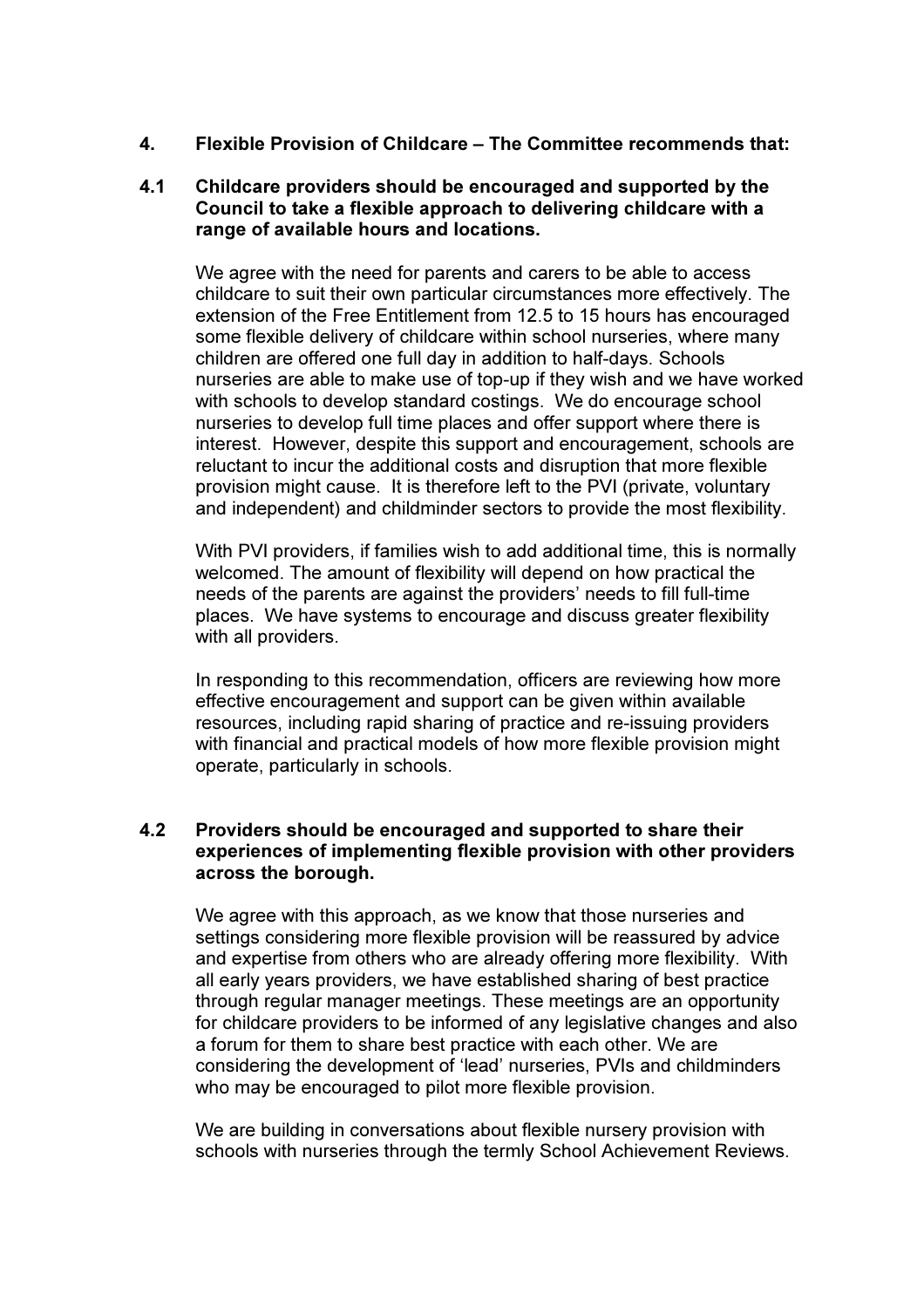## 4. Flexible Provision of Childcare – The Committee recommends that:

### 4.1 Childcare providers should be encouraged and supported by the Council to take a flexible approach to delivering childcare with a range of available hours and locations.

We agree with the need for parents and carers to be able to access childcare to suit their own particular circumstances more effectively. The extension of the Free Entitlement from 12.5 to 15 hours has encouraged some flexible delivery of childcare within school nurseries, where many children are offered one full day in addition to half-days. Schools nurseries are able to make use of top-up if they wish and we have worked with schools to develop standard costings. We do encourage school nurseries to develop full time places and offer support where there is interest. However, despite this support and encouragement, schools are reluctant to incur the additional costs and disruption that more flexible provision might cause. It is therefore left to the PVI (private, voluntary and independent) and childminder sectors to provide the most flexibility.

With PVI providers, if families wish to add additional time, this is normally welcomed. The amount of flexibility will depend on how practical the needs of the parents are against the providers' needs to fill full-time places. We have systems to encourage and discuss greater flexibility with all providers.

In responding to this recommendation, officers are reviewing how more effective encouragement and support can be given within available resources, including rapid sharing of practice and re-issuing providers with financial and practical models of how more flexible provision might operate, particularly in schools.

### 4.2 Providers should be encouraged and supported to share their experiences of implementing flexible provision with other providers across the borough.

We agree with this approach, as we know that those nurseries and settings considering more flexible provision will be reassured by advice and expertise from others who are already offering more flexibility. With all early years providers, we have established sharing of best practice through regular manager meetings. These meetings are an opportunity for childcare providers to be informed of any legislative changes and also a forum for them to share best practice with each other. We are considering the development of 'lead' nurseries, PVIs and childminders who may be encouraged to pilot more flexible provision.

We are building in conversations about flexible nursery provision with schools with nurseries through the termly School Achievement Reviews.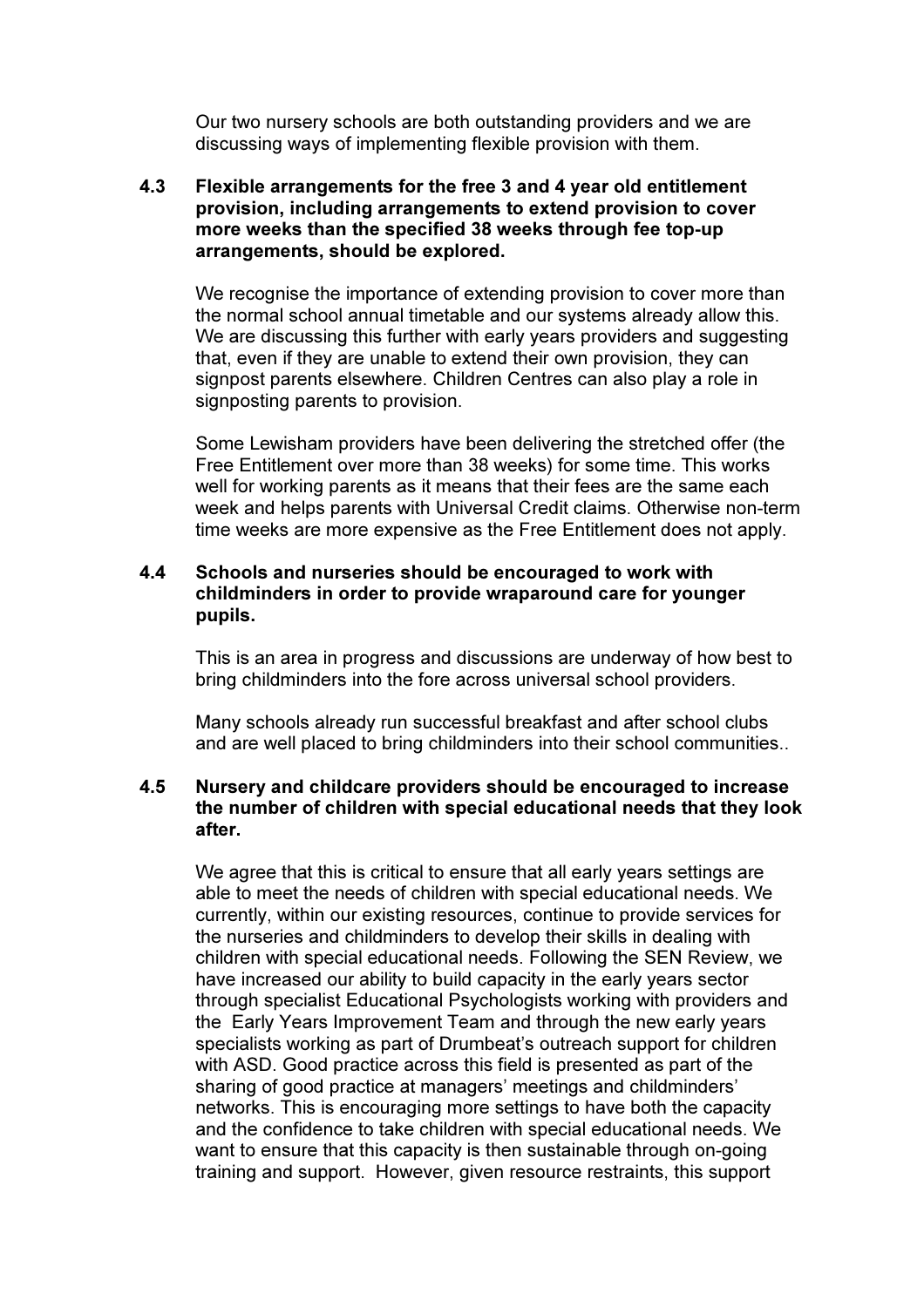Our two nursery schools are both outstanding providers and we are discussing ways of implementing flexible provision with them.

**4.3 Flexible arrangements for the free 3 and 4 year old entitlement provision, including arrangements to extend provision to cover more weeks than the specified 38 weeks through fee top-up arrangements, should be explored.**

We recognise the importance of extending provision to cover more than the normal school annual timetable and our systems already allow this. We are discussing this further with early years providers and suggesting that, even if they are unable to extend their own provision, they can signpost parents elsewhere. Children Centres can also play a role in signposting parents to provision.

Some Lewisham providers have been delivering the stretched offer (the Free Entitlement over more than 38 weeks) for some time. This works well for working parents as it means that their fees are the same each week and helps parents with Universal Credit claims. Otherwise non-term time weeks are more expensive as the Free Entitlement does not apply.

**4.4 Schools and nurseries should be encouraged to work with childminders in order to provide wraparound care for younger pupils.**

This is an area in progress and discussions are underway of how best to bring childminders into the fore across universal school providers.

Many schools already run successful breakfast and after school clubs and are well placed to bring childminders into their school communities..

**4.5 Nursery and childcare providers should be encouraged to increase the number of children with special educational needs that they look after.**

We agree that this is critical to ensure that all early years settings are able to meet the needs of children with special educational needs. We currently, within our existing resources, continue to provide services for the nurseries and childminders to develop their skills in dealing with children with special educational needs. Following the SEN Review, we have increased our ability to build capacity in the early years sector through specialist Educational Psychologists working with providers and the Early Years Improvement Team and through the new early years specialists working as part of Drumbeat's outreach support for children with ASD. Good practice across this field is presented as part of the sharing of good practice at managers' meetings and childminders' networks. This is encouraging more settings to have both the capacity and the confidence to take children with special educational needs. We want to ensure that this capacity is then sustainable through on-going training and support. However, given resource restraints, this support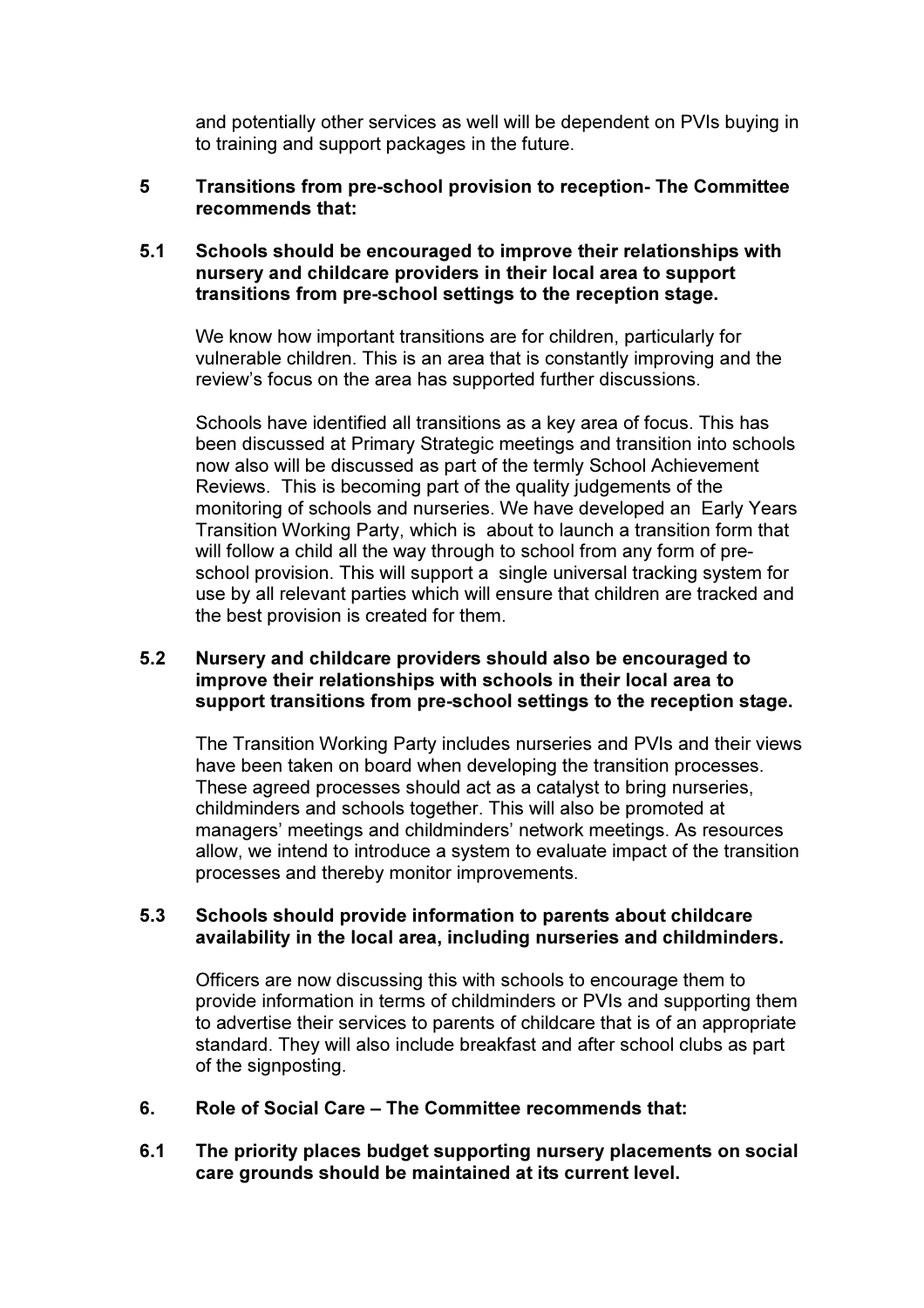and potentially other services as well will be dependent on PVIs buying in to training and support packages in the future.

**5 Transitions from pre-school provision to reception- The Committee recommends that:**

**5.1 Schools should be encouraged to improve their relationships with nursery and childcare providers in their local area to support transitions from pre-school settings to the reception stage.**

We know how important transitions are for children, particularly for vulnerable children. This is an area that is constantly improving and the review's focus on the area has supported further discussions.

Schools have identified all transitions as a key area of focus. This has been discussed at Primary Strategic meetings and transition into schools now also will be discussed as part of the termly School Achievement Reviews. This is becoming part of the quality judgements of the monitoring of schools and nurseries. We have developed an Early Years Transition Working Party, which is about to launch a transition form that will follow a child all the way through to school from any form of pre-school provision. This will support a single universal tracking system for use by all relevant parties which will ensure that children are tracked and the best provision is created for them.

**5.2 Nursery and childcare providers should also be encouraged to improve their relationships with schools in their local area to support transitions from pre-school settings to the reception stage.**

The Transition Working Party includes nurseries and PVIs and their views have been taken on board when developing the transition processes. These agreed processes should act as a catalyst to bring nurseries, childminders and schools together. This will also be promoted at managers' meetings and childminders' network meetings. As resources allow, we intend to introduce a system to evaluate impact of the transition processes and thereby monitor improvements.

**5.3 Schools should provide information to parents about childcare availability in the local area, including nurseries and childminders.**

Officers are now discussing this with schools to encourage them to provide information in terms of childminders or PVIs and supporting them to advertise their services to parents of childcare that is of an appropriate standard. They will also include breakfast and after school clubs as part of the signposting.

**6. Role of Social Care – The Committee recommends that:**

**6.1 The priority places budget supporting nursery placements on social care grounds should be maintained at its current level.**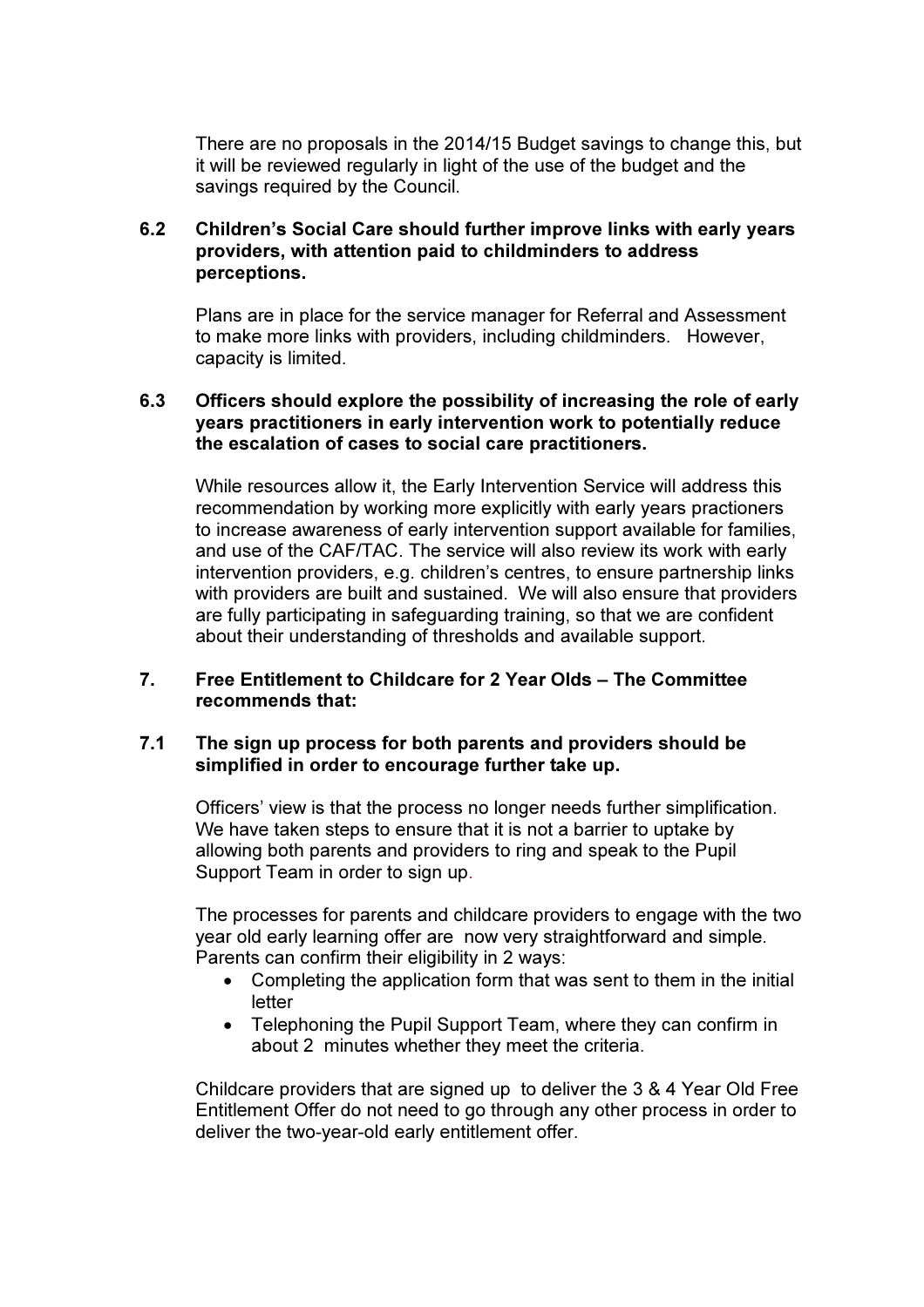There are no proposals in the 2014/15 Budget savings to change this, but it will be reviewed regularly in light of the use of the budget and the savings required by the Council.

**6.2 Children's Social Care should further improve links with early years providers, with attention paid to childminders to address perceptions.**

Plans are in place for the service manager for Referral and Assessment to make more links with providers, including childminders. However, capacity is limited.

**6.3 Officers should explore the possibility of increasing the role of early years practitioners in early intervention work to potentially reduce the escalation of cases to social care practitioners.**

While resources allow it, the Early Intervention Service will address this recommendation by working more explicitly with early years practioners to increase awareness of early intervention support available for families, and use of the CAF/TAC. The service will also review its work with early intervention providers, e.g. children's centres, to ensure partnership links with providers are built and sustained. We will also ensure that providers are fully participating in safeguarding training, so that we are confident about their understanding of thresholds and available support.

**7. Free Entitlement to Childcare for 2 Year Olds – The Committee recommends that:**

**7.1 The sign up process for both parents and providers should be simplified in order to encourage further take up.**

Officers' view is that the process no longer needs further simplification. We have taken steps to ensure that it is not a barrier to uptake by allowing both parents and providers to ring and speak to the Pupil Support Team in order to sign up.

The processes for parents and childcare providers to engage with the two year old early learning offer are now very straightforward and simple. Parents can confirm their eligibility in 2 ways:

- Completing the application form that was sent to them in the initial letter
- Telephoning the Pupil Support Team, where they can confirm in about 2 minutes whether they meet the criteria.

Childcare providers that are signed up to deliver the 3 & 4 Year Old Free Entitlement Offer do not need to go through any other process in order to deliver the two-year-old early entitlement offer.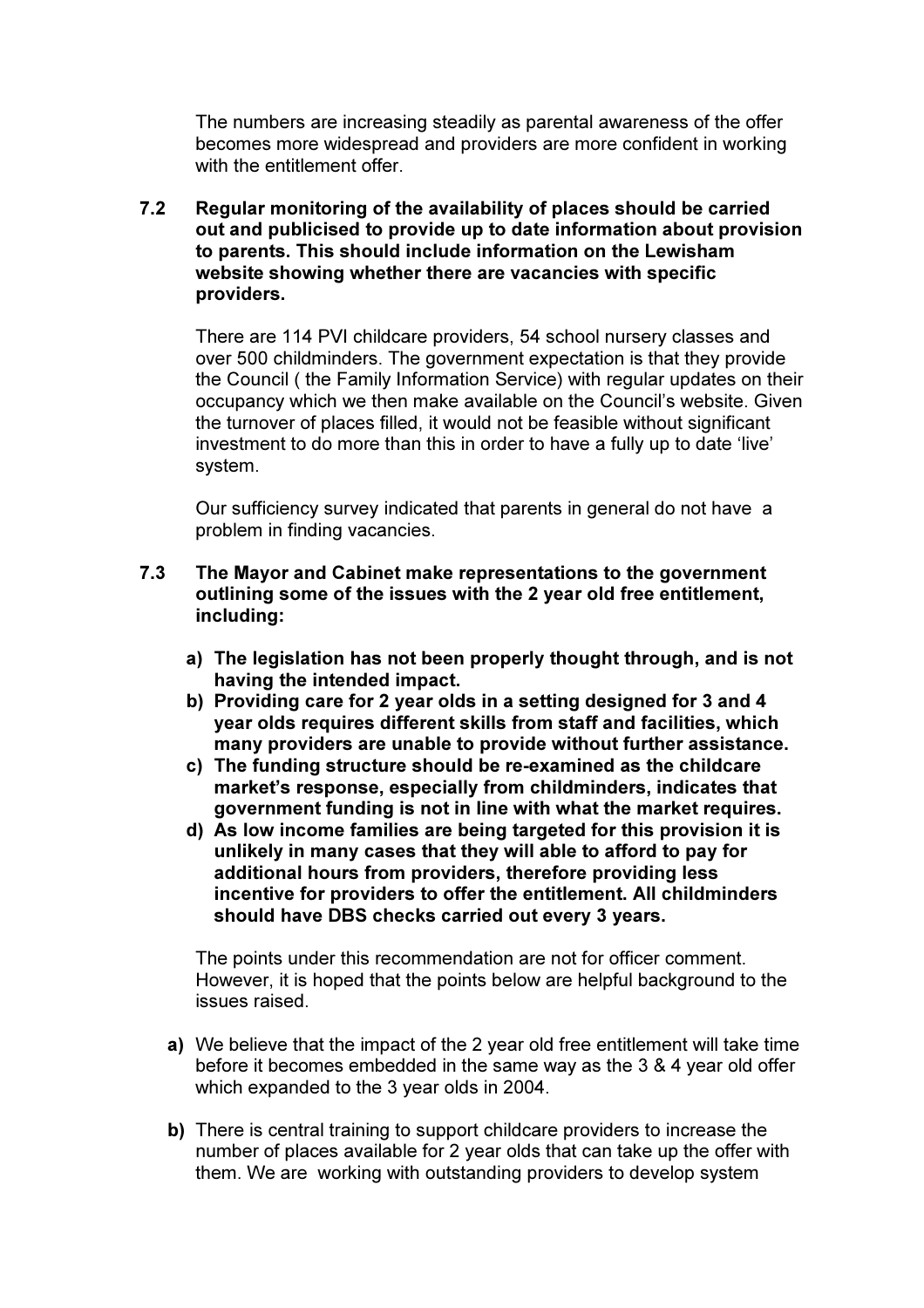The numbers are increasing steadily as parental awareness of the offer becomes more widespread and providers are more confident in working with the entitlement offer.

**7.2 Regular monitoring of the availability of places should be carried out and publicised to provide up to date information about provision to parents. This should include information on the Lewisham website showing whether there are vacancies with specific providers.**

There are 114 PVI childcare providers, 54 school nursery classes and over 500 childminders. The government expectation is that they provide the Council ( the Family Information Service) with regular updates on their occupancy which we then make available on the Council's website. Given the turnover of places filled, it would not be feasible without significant investment to do more than this in order to have a fully up to date 'live' system.

Our sufficiency survey indicated that parents in general do not have a problem in finding vacancies.

**7.3 The Mayor and Cabinet make representations to the government outlining some of the issues with the 2 year old free entitlement, including:**

**a) The legislation has not been properly thought through, and is not having the intended impact.**

**b) Providing care for 2 year olds in a setting designed for 3 and 4 year olds requires different skills from staff and facilities, which many providers are unable to provide without further assistance.**

**c) The funding structure should be re-examined as the childcare market's response, especially from childminders, indicates that government funding is not in line with what the market requires.**

**d) As low income families are being targeted for this provision it is unlikely in many cases that they will able to afford to pay for additional hours from providers, therefore providing less incentive for providers to offer the entitlement. All childminders should have DBS checks carried out every 3 years.**

The points under this recommendation are not for officer comment. However, it is hoped that the points below are helpful background to the issues raised.

**a)** We believe that the impact of the 2 year old free entitlement will take time before it becomes embedded in the same way as the 3 & 4 year old offer which expanded to the 3 year olds in 2004.

**b)** There is central training to support childcare providers to increase the number of places available for 2 year olds that can take up the offer with them. We are working with outstanding providers to develop system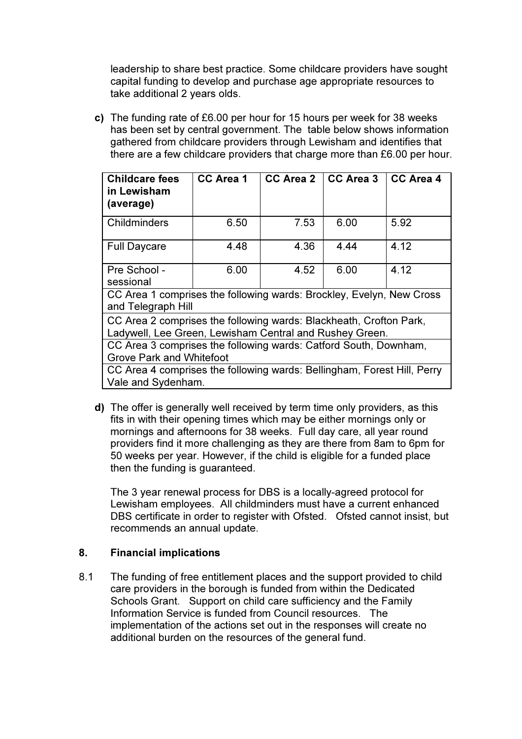leadership to share best practice. Some childcare providers have sought capital funding to develop and purchase age appropriate resources to take additional 2 years olds.

**c)** The funding rate of £6.00 per hour for 15 hours per week for 38 weeks has been set by central government. The table below shows information gathered from childcare providers through Lewisham and identifies that there are a few childcare providers that charge more than £6.00 per hour.

| Childcare fees in Lewisham (average) | CC Area 1 | CC Area 2 | CC Area 3 | CC Area 4 |
|---|---|---|---|---|
| Childminders | 6.50 | 7.53 | 6.00 | 5.92 |
| Full Daycare | 4.48 | 4.36 | 4.44 | 4.12 |
| Pre School - sessional | 6.00 | 4.52 | 6.00 | 4.12 |
| CC Area 1 comprises the following wards: Brockley, Evelyn, New Cross and Telegraph Hill | | | | |
| CC Area 2 comprises the following wards: Blackheath, Crofton Park, Ladywell, Lee Green, Lewisham Central and Rushey Green. | | | | |
| CC Area 3 comprises the following wards: Catford South, Downham, Grove Park and Whitefoot | | | | |
| CC Area 4 comprises the following wards: Bellingham, Forest Hill, Perry Vale and Sydenham. | | | | |

**d)** The offer is generally well received by term time only providers, as this fits in with their opening times which may be either mornings only or mornings and afternoons for 38 weeks. Full day care, all year round providers find it more challenging as they are there from 8am to 6pm for 50 weeks per year. However, if the child is eligible for a funded place then the funding is guaranteed.

The 3 year renewal process for DBS is a locally-agreed protocol for Lewisham employees. All childminders must have a current enhanced DBS certificate in order to register with Ofsted. Ofsted cannot insist, but recommends an annual update.

## 8. Financial implications

8.1 The funding of free entitlement places and the support provided to child care providers in the borough is funded from within the Dedicated Schools Grant. Support on child care sufficiency and the Family Information Service is funded from Council resources. The implementation of the actions set out in the responses will create no additional burden on the resources of the general fund.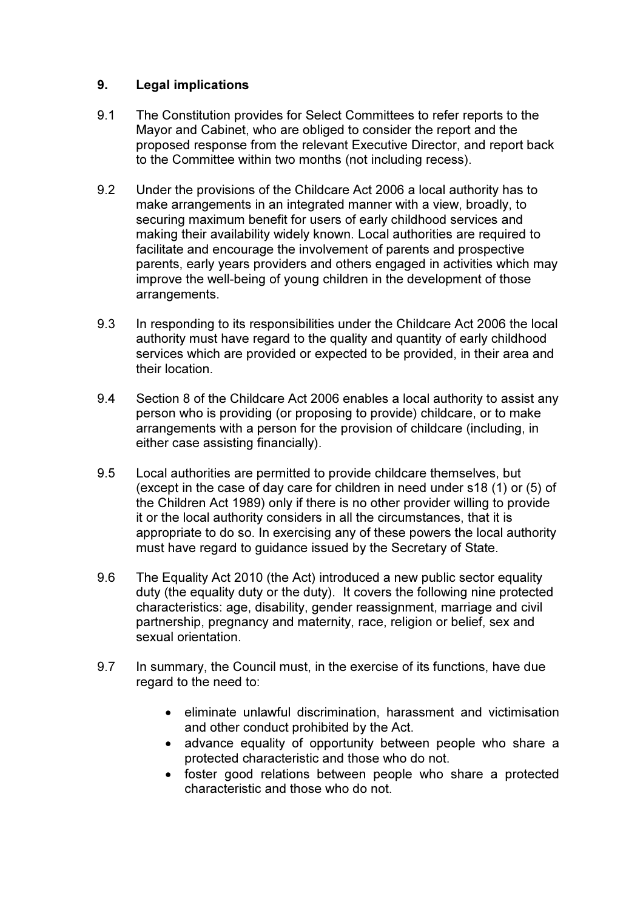## 9. Legal implications

9.1 The Constitution provides for Select Committees to refer reports to the Mayor and Cabinet, who are obliged to consider the report and the proposed response from the relevant Executive Director, and report back to the Committee within two months (not including recess).

9.2 Under the provisions of the Childcare Act 2006 a local authority has to make arrangements in an integrated manner with a view, broadly, to securing maximum benefit for users of early childhood services and making their availability widely known. Local authorities are required to facilitate and encourage the involvement of parents and prospective parents, early years providers and others engaged in activities which may improve the well-being of young children in the development of those arrangements.

9.3 In responding to its responsibilities under the Childcare Act 2006 the local authority must have regard to the quality and quantity of early childhood services which are provided or expected to be provided, in their area and their location.

9.4 Section 8 of the Childcare Act 2006 enables a local authority to assist any person who is providing (or proposing to provide) childcare, or to make arrangements with a person for the provision of childcare (including, in either case assisting financially).

9.5 Local authorities are permitted to provide childcare themselves, but (except in the case of day care for children in need under s18 (1) or (5) of the Children Act 1989) only if there is no other provider willing to provide it or the local authority considers in all the circumstances, that it is appropriate to do so. In exercising any of these powers the local authority must have regard to guidance issued by the Secretary of State.

9.6 The Equality Act 2010 (the Act) introduced a new public sector equality duty (the equality duty or the duty). It covers the following nine protected characteristics: age, disability, gender reassignment, marriage and civil partnership, pregnancy and maternity, race, religion or belief, sex and sexual orientation.

9.7 In summary, the Council must, in the exercise of its functions, have due regard to the need to:

- eliminate unlawful discrimination, harassment and victimisation and other conduct prohibited by the Act.
- advance equality of opportunity between people who share a protected characteristic and those who do not.
- foster good relations between people who share a protected characteristic and those who do not.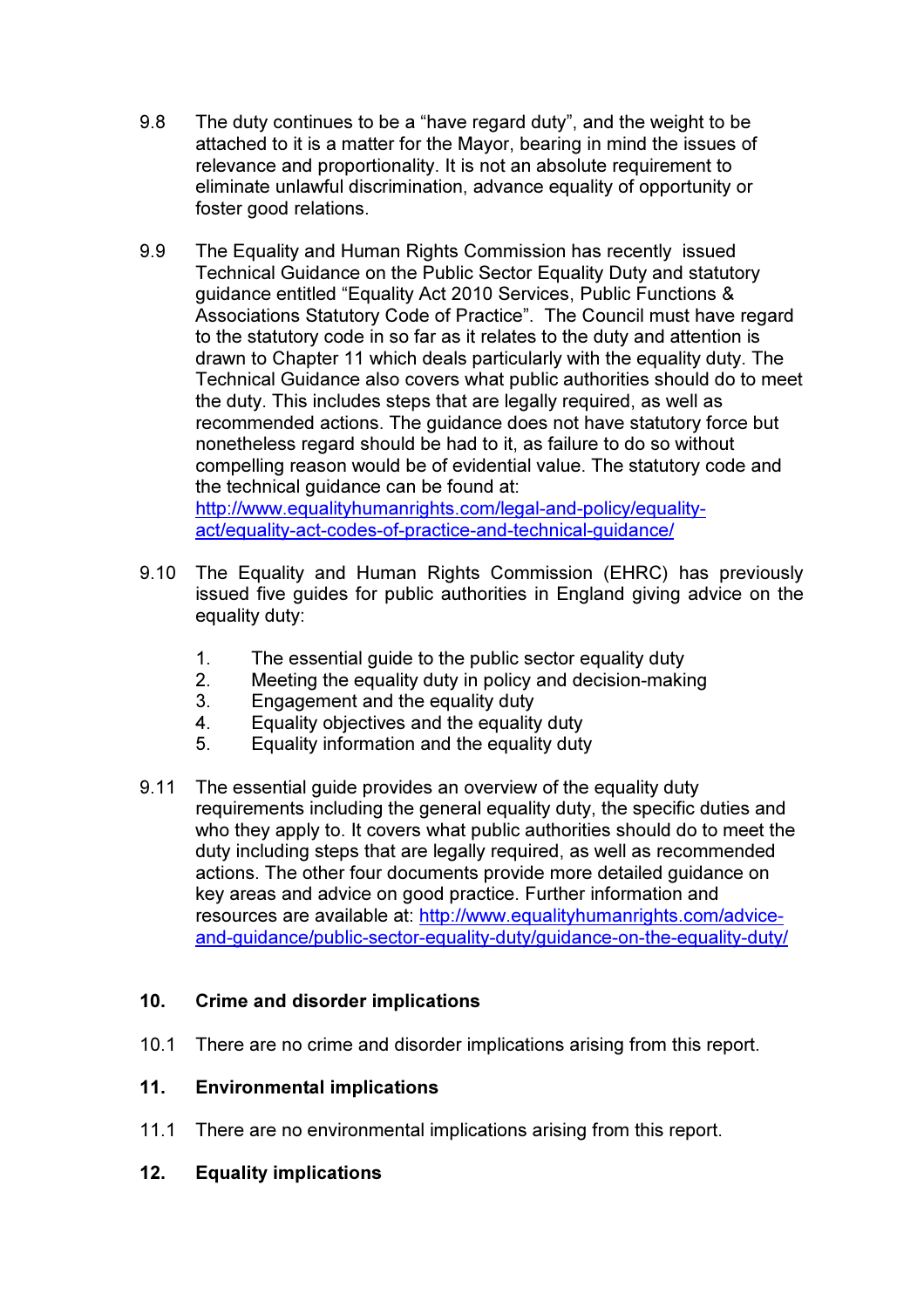9.8 The duty continues to be a "have regard duty", and the weight to be attached to it is a matter for the Mayor, bearing in mind the issues of relevance and proportionality. It is not an absolute requirement to eliminate unlawful discrimination, advance equality of opportunity or foster good relations.

9.9 The Equality and Human Rights Commission has recently issued Technical Guidance on the Public Sector Equality Duty and statutory guidance entitled "Equality Act 2010 Services, Public Functions & Associations Statutory Code of Practice". The Council must have regard to the statutory code in so far as it relates to the duty and attention is drawn to Chapter 11 which deals particularly with the equality duty. The Technical Guidance also covers what public authorities should do to meet the duty. This includes steps that are legally required, as well as recommended actions. The guidance does not have statutory force but nonetheless regard should be had to it, as failure to do so without compelling reason would be of evidential value. The statutory code and the technical guidance can be found at: http://www.equalityhumanrights.com/legal-and-policy/equality-act/equality-act-codes-of-practice-and-technical-guidance/

9.10 The Equality and Human Rights Commission (EHRC) has previously issued five guides for public authorities in England giving advice on the equality duty:

1. The essential guide to the public sector equality duty
2. Meeting the equality duty in policy and decision-making
3. Engagement and the equality duty
4. Equality objectives and the equality duty
5. Equality information and the equality duty

9.11 The essential guide provides an overview of the equality duty requirements including the general equality duty, the specific duties and who they apply to. It covers what public authorities should do to meet the duty including steps that are legally required, as well as recommended actions. The other four documents provide more detailed guidance on key areas and advice on good practice. Further information and resources are available at: http://www.equalityhumanrights.com/advice-and-guidance/public-sector-equality-duty/guidance-on-the-equality-duty/

## 10. Crime and disorder implications

10.1 There are no crime and disorder implications arising from this report.

## 11. Environmental implications

11.1 There are no environmental implications arising from this report.

## 12. Equality implications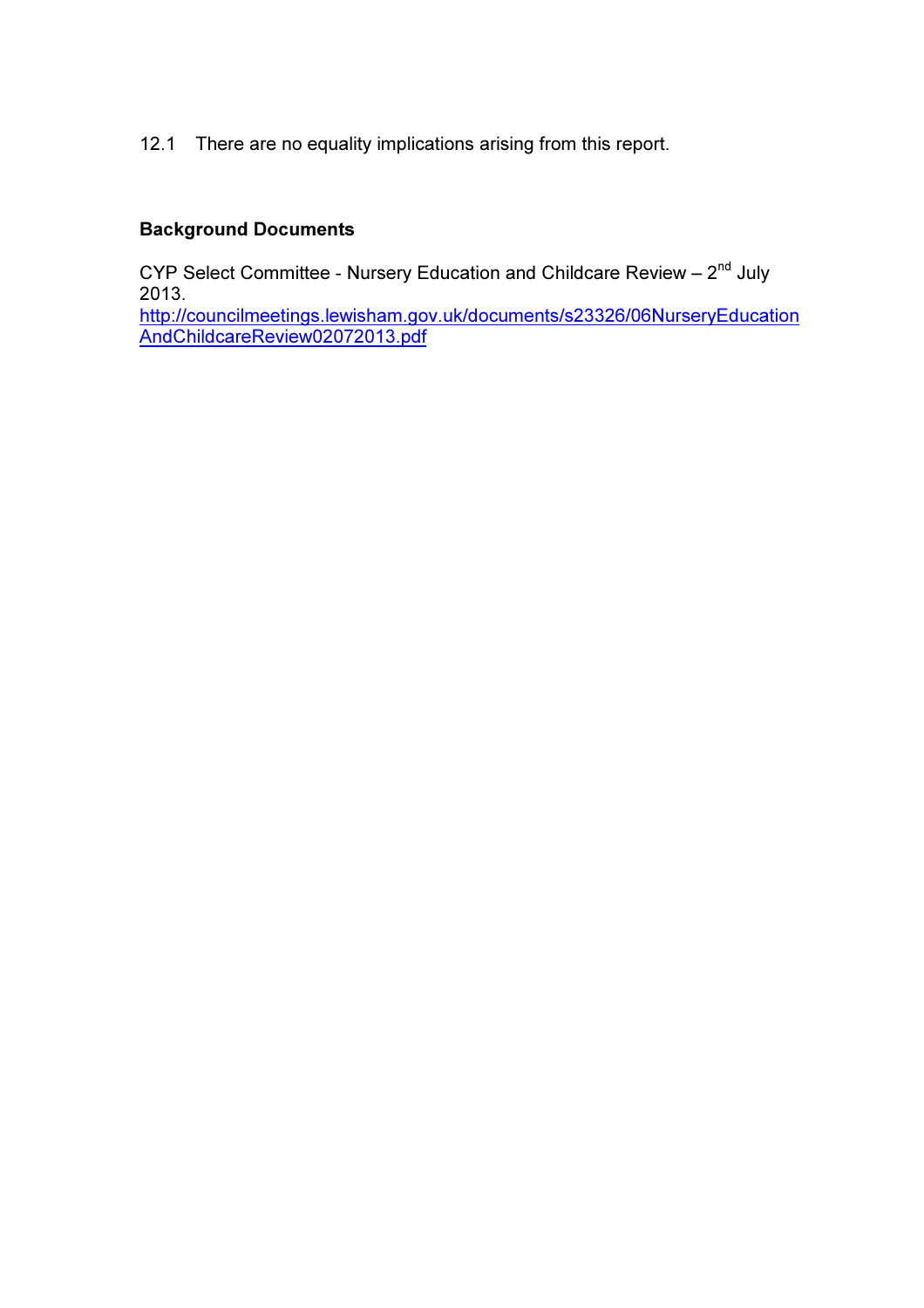12.1 There are no equality implications arising from this report.

**Background Documents**

CYP Select Committee - Nursery Education and Childcare Review – 2nd July 2013.
http://councilmeetings.lewisham.gov.uk/documents/s23326/06NurseryEducationAndChildcareReview02072013.pdf